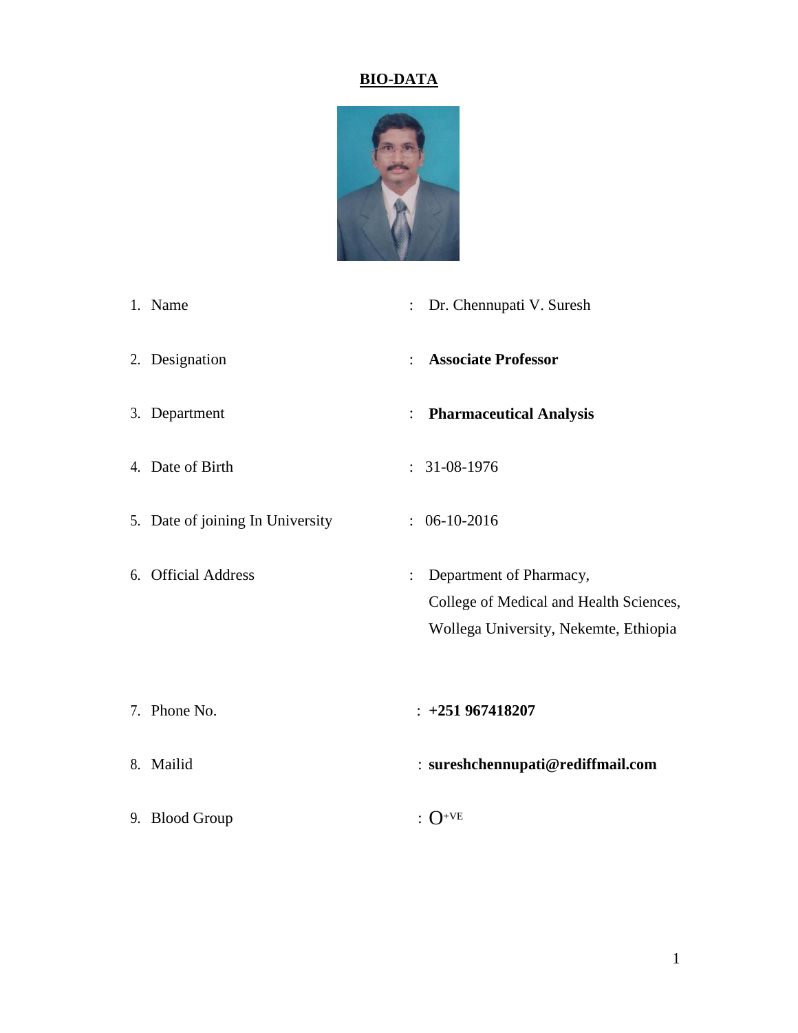# BIO-DATA

1. Name : Dr. Chennupati V. Suresh
2. Designation : **Associate Professor**
3. Department : **Pharmaceutical Analysis**
4. Date of Birth : 31-08-1976
5. Date of joining In University : 06-10-2016
6. Official Address : Department of Pharmacy,
   College of Medical and Health Sciences,
   Wollega University, Nekemte, Ethiopia
7. Phone No. : **+251 967418207**
8. Mailid : **sureshchennupati@rediffmail.com**
9. Blood Group : $O^{+VE}$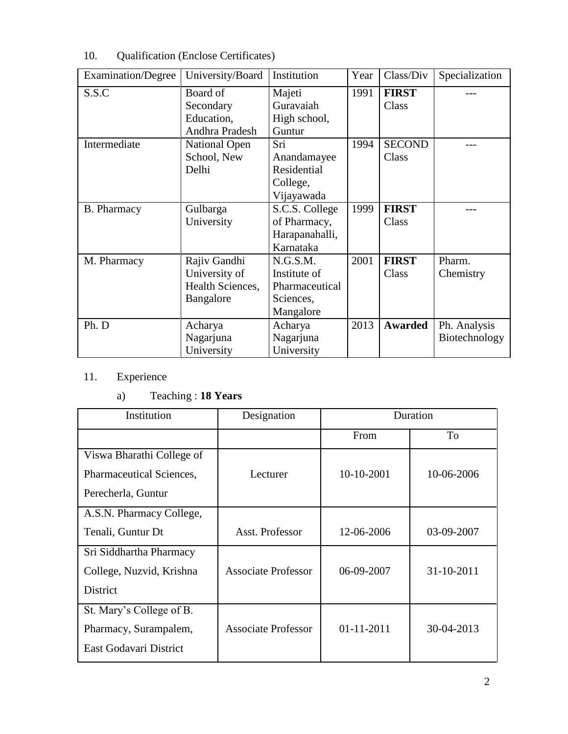10. Qualification (Enclose Certificates)

| Examination/Degree | University/Board | Institution | Year | Class/Div | Specialization |
|---|---|---|---|---|---|
| S.S.C | Board of Secondary Education, Andhra Pradesh | Majeti Guravaiah High school, Guntur | 1991 | **FIRST** Class | --- |
| Intermediate | National Open School, New Delhi | Sri Anandamayee Residential College, Vijayawada | 1994 | **SECOND** Class | --- |
| B. Pharmacy | Gulbarga University | S.C.S. College of Pharmacy, Harapanahalli, Karnataka | 1999 | **FIRST** Class | --- |
| M. Pharmacy | Rajiv Gandhi University of Health Sciences, Bangalore | N.G.S.M. Institute of Pharmaceutical Sciences, Mangalore | 2001 | **FIRST** Class | Pharm. Chemistry |
| Ph. D | Acharya Nagarjuna University | Acharya Nagarjuna University | 2013 | **Awarded** | Ph. Analysis Biotechnology |

11. Experience

a) Teaching : **18 Years**

| Institution | Designation | Duration | |
|---|---|---|---|
| | | From | To |
| Viswa Bharathi College of Pharmaceutical Sciences, Perecherla, Guntur | Lecturer | 10-10-2001 | 10-06-2006 |
| A.S.N. Pharmacy College, Tenali, Guntur Dt | Asst. Professor | 12-06-2006 | 03-09-2007 |
| Sri Siddhartha Pharmacy College, Nuzvid, Krishna District | Associate Professor | 06-09-2007 | 31-10-2011 |
| St. Mary's College of B. Pharmacy, Surampalem, East Godavari District | Associate Professor | 01-11-2011 | 30-04-2013 |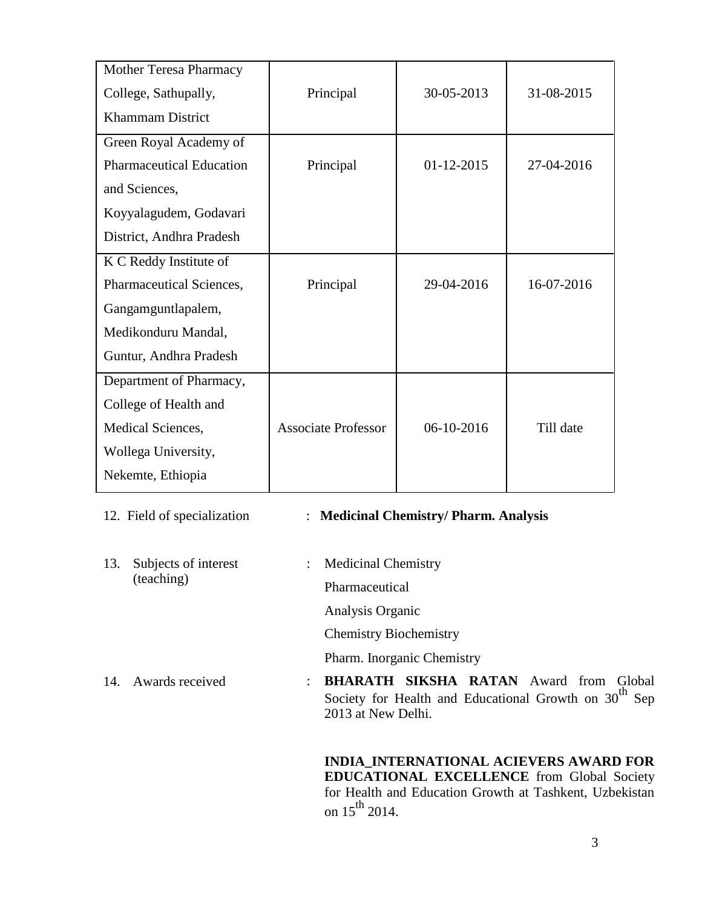| | | | |
|---|---|---|---|
| Mother Teresa Pharmacy College, Sathupally, Khammam District | Principal | 30-05-2013 | 31-08-2015 |
| Green Royal Academy of Pharmaceutical Education and Sciences, Koyyalagudem, Godavari District, Andhra Pradesh | Principal | 01-12-2015 | 27-04-2016 |
| K C Reddy Institute of Pharmaceutical Sciences, Gangamguntlapalem, Medikonduru Mandal, Guntur, Andhra Pradesh | Principal | 29-04-2016 | 16-07-2016 |
| Department of Pharmacy, College of Health and Medical Sciences, Wollega University, Nekemte, Ethiopia | Associate Professor | 06-10-2016 | Till date |

12. Field of specialization : **Medicinal Chemistry/ Pharm. Analysis**

13. Subjects of interest (teaching) : Medicinal Chemistry
    Pharmaceutical
    Analysis Organic
    Chemistry Biochemistry
    Pharm. Inorganic Chemistry

14. Awards received : **BHARATH SIKSHA RATAN** Award from Global Society for Health and Educational Growth on 30th Sep 2013 at New Delhi.

    **INDIA_INTERNATIONAL ACIEVERS AWARD FOR EDUCATIONAL EXCELLENCE** from Global Society for Health and Education Growth at Tashkent, Uzbekistan on 15th 2014.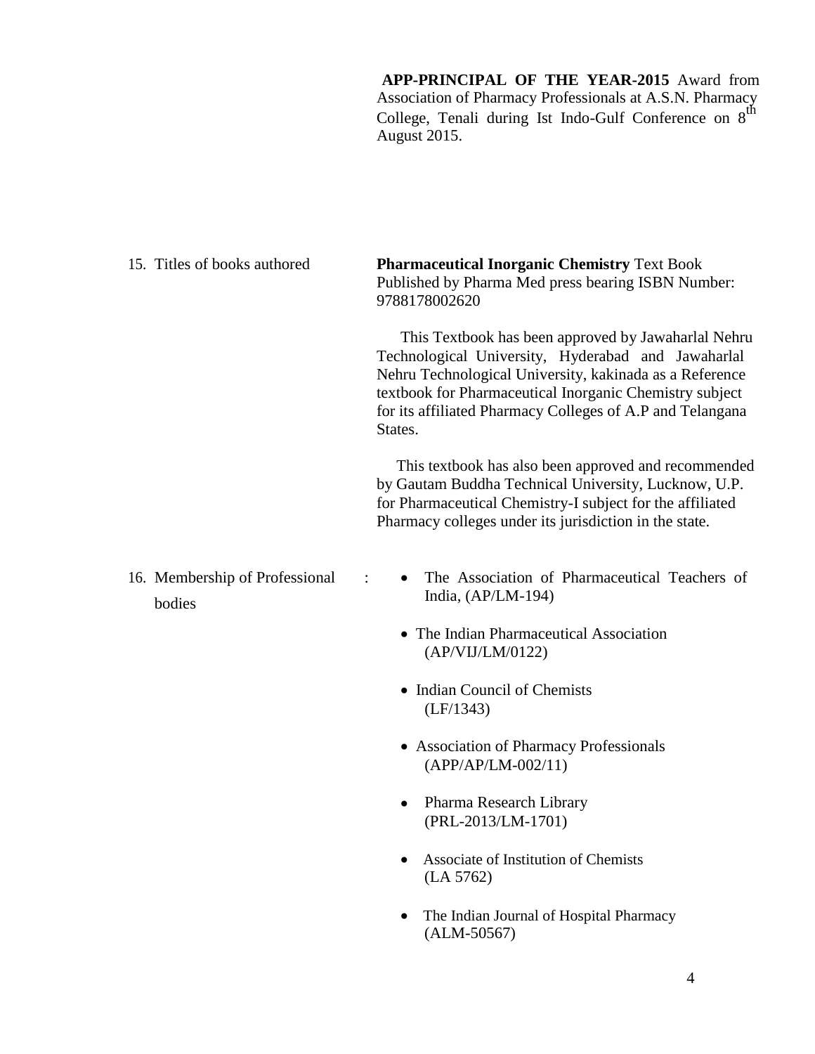**APP-PRINCIPAL OF THE YEAR-2015** Award from Association of Pharmacy Professionals at A.S.N. Pharmacy College, Tenali during Ist Indo-Gulf Conference on 8th August 2015.

15. Titles of books authored

**Pharmaceutical Inorganic Chemistry** Text Book Published by Pharma Med press bearing ISBN Number: 9788178002620

This Textbook has been approved by Jawaharlal Nehru Technological University, Hyderabad and Jawaharlal Nehru Technological University, kakinada as a Reference textbook for Pharmaceutical Inorganic Chemistry subject for its affiliated Pharmacy Colleges of A.P and Telangana States.

This textbook has also been approved and recommended by Gautam Buddha Technical University, Lucknow, U.P. for Pharmaceutical Chemistry-I subject for the affiliated Pharmacy colleges under its jurisdiction in the state.

16. Membership of Professional bodies :

- The Association of Pharmaceutical Teachers of India, (AP/LM-194)
- The Indian Pharmaceutical Association (AP/VIJ/LM/0122)
- Indian Council of Chemists (LF/1343)
- Association of Pharmacy Professionals (APP/AP/LM-002/11)
- Pharma Research Library (PRL-2013/LM-1701)
- Associate of Institution of Chemists (LA 5762)
- The Indian Journal of Hospital Pharmacy (ALM-50567)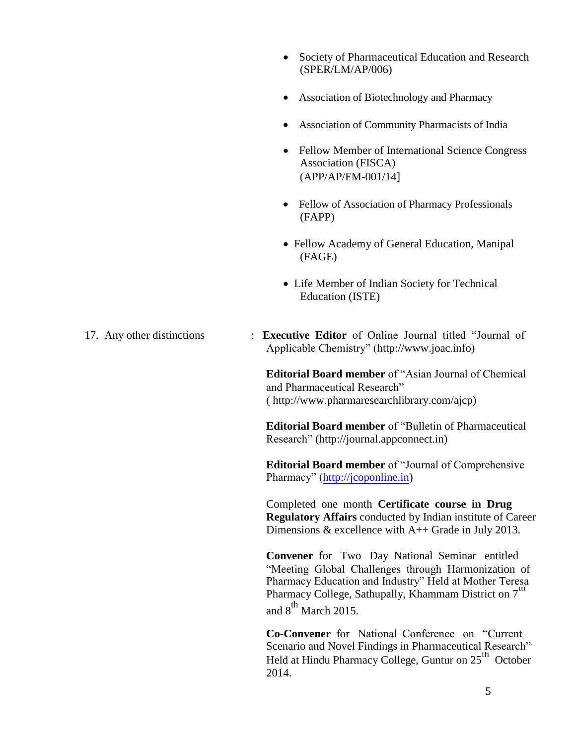- Society of Pharmaceutical Education and Research (SPER/LM/AP/006)
- Association of Biotechnology and Pharmacy
- Association of Community Pharmacists of India
- Fellow Member of International Science Congress Association (FISCA) (APP/AP/FM-001/14]
- Fellow of Association of Pharmacy Professionals (FAPP)
- Fellow Academy of General Education, Manipal (FAGE)
- Life Member of Indian Society for Technical Education (ISTE)

17. Any other distinctions : **Executive Editor** of Online Journal titled "Journal of Applicable Chemistry" (http://www.joac.info)

**Editorial Board member** of "Asian Journal of Chemical and Pharmaceutical Research" ( http://www.pharmaresearchlibrary.com/ajcp)

**Editorial Board member** of "Bulletin of Pharmaceutical Research" (http://journal.appconnect.in)

**Editorial Board member** of "Journal of Comprehensive Pharmacy" (http://jcoponline.in)

Completed one month **Certificate course in Drug Regulatory Affairs** conducted by Indian institute of Career Dimensions & excellence with A++ Grade in July 2013.

**Convener** for Two Day National Seminar entitled "Meeting Global Challenges through Harmonization of Pharmacy Education and Industry" Held at Mother Teresa Pharmacy College, Sathupally, Khammam District on 7th and 8th March 2015.

**Co-Convener** for National Conference on "Current Scenario and Novel Findings in Pharmaceutical Research" Held at Hindu Pharmacy College, Guntur on 25th October 2014.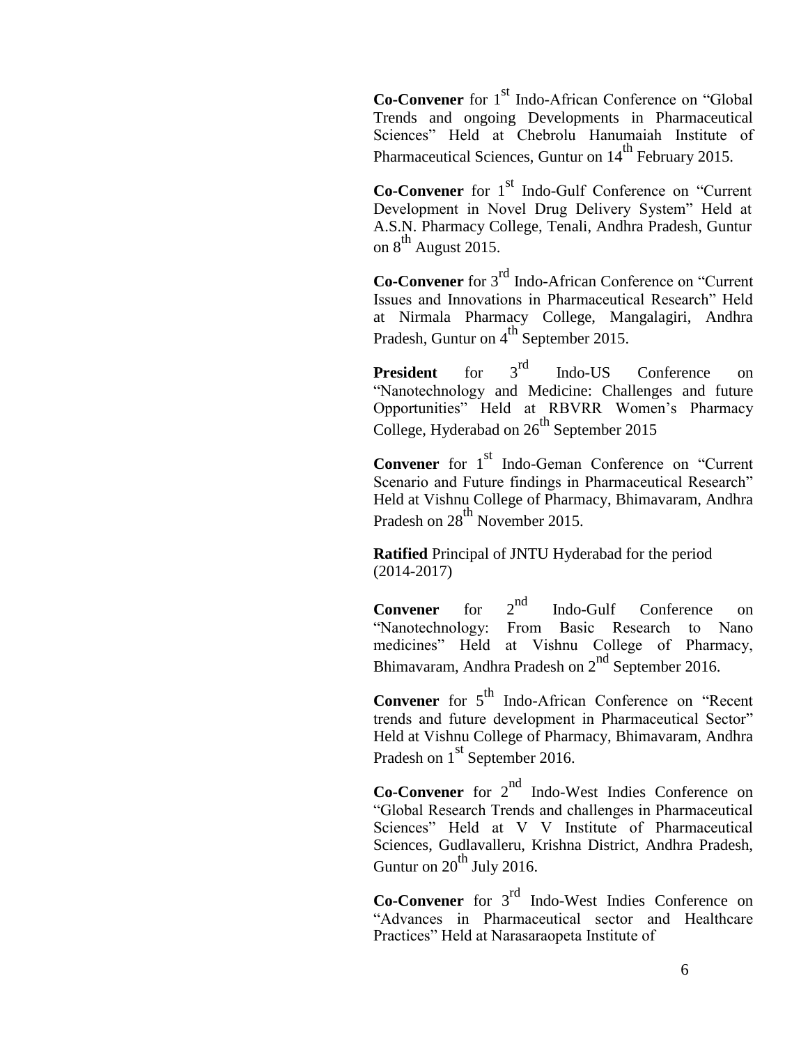**Co-Convener** for 1st Indo-African Conference on "Global Trends and ongoing Developments in Pharmaceutical Sciences" Held at Chebrolu Hanumaiah Institute of Pharmaceutical Sciences, Guntur on 14th February 2015.

**Co-Convener** for 1st Indo-Gulf Conference on "Current Development in Novel Drug Delivery System" Held at A.S.N. Pharmacy College, Tenali, Andhra Pradesh, Guntur on 8th August 2015.

**Co-Convener** for 3rd Indo-African Conference on "Current Issues and Innovations in Pharmaceutical Research" Held at Nirmala Pharmacy College, Mangalagiri, Andhra Pradesh, Guntur on 4th September 2015.

**President** for 3rd Indo-US Conference on "Nanotechnology and Medicine: Challenges and future Opportunities" Held at RBVRR Women's Pharmacy College, Hyderabad on 26th September 2015

**Convener** for 1st Indo-Geman Conference on "Current Scenario and Future findings in Pharmaceutical Research" Held at Vishnu College of Pharmacy, Bhimavaram, Andhra Pradesh on 28th November 2015.

**Ratified** Principal of JNTU Hyderabad for the period (2014-2017)

**Convener** for 2nd Indo-Gulf Conference on "Nanotechnology: From Basic Research to Nano medicines" Held at Vishnu College of Pharmacy, Bhimavaram, Andhra Pradesh on 2nd September 2016.

**Convener** for 5th Indo-African Conference on "Recent trends and future development in Pharmaceutical Sector" Held at Vishnu College of Pharmacy, Bhimavaram, Andhra Pradesh on 1st September 2016.

**Co-Convener** for 2nd Indo-West Indies Conference on "Global Research Trends and challenges in Pharmaceutical Sciences" Held at V V Institute of Pharmaceutical Sciences, Gudlavalleru, Krishna District, Andhra Pradesh, Guntur on 20th July 2016.

**Co-Convener** for 3rd Indo-West Indies Conference on "Advances in Pharmaceutical sector and Healthcare Practices" Held at Narasaraopeta Institute of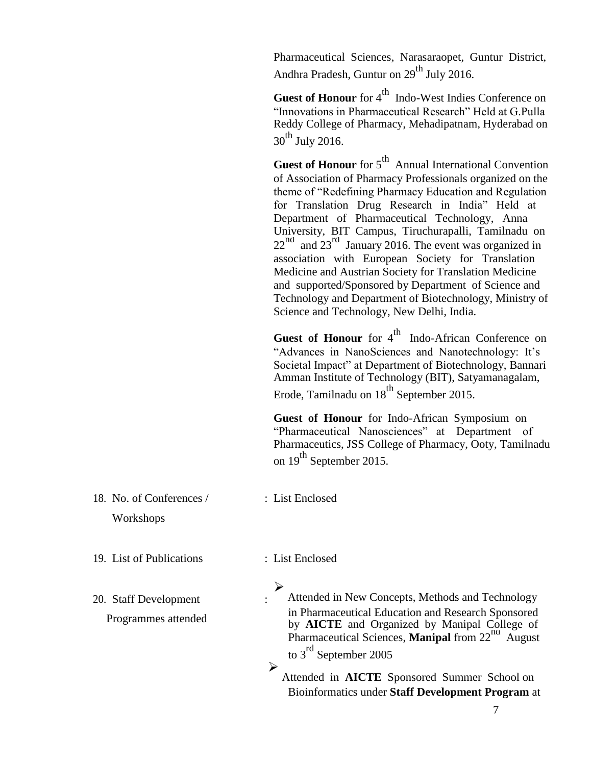Pharmaceutical Sciences, Narasaraopet, Guntur District, Andhra Pradesh, Guntur on 29$^{th}$ July 2016.

**Guest of Honour** for 4$^{th}$ Indo-West Indies Conference on "Innovations in Pharmaceutical Research" Held at G.Pulla Reddy College of Pharmacy, Mehadipatnam, Hyderabad on 30$^{th}$ July 2016.

**Guest of Honour** for 5$^{th}$ Annual International Convention of Association of Pharmacy Professionals organized on the theme of "Redefining Pharmacy Education and Regulation for Translation Drug Research in India" Held at Department of Pharmaceutical Technology, Anna University, BIT Campus, Tiruchurapalli, Tamilnadu on 22$^{nd}$ and 23$^{rd}$ January 2016. The event was organized in association with European Society for Translation Medicine and Austrian Society for Translation Medicine and supported/Sponsored by Department of Science and Technology and Department of Biotechnology, Ministry of Science and Technology, New Delhi, India.

**Guest of Honour** for 4$^{th}$ Indo-African Conference on "Advances in NanoSciences and Nanotechnology: It's Societal Impact" at Department of Biotechnology, Bannari Amman Institute of Technology (BIT), Satyamanagalam, Erode, Tamilnadu on 18$^{th}$ September 2015.

**Guest of Honour** for Indo-African Symposium on "Pharmaceutical Nanosciences" at Department of Pharmaceutics, JSS College of Pharmacy, Ooty, Tamilnadu on 19$^{th}$ September 2015.

18. No. of Conferences / Workshops : List Enclosed

19. List of Publications : List Enclosed

20. Staff Development Programmes attended :

- Attended in New Concepts, Methods and Technology in Pharmaceutical Education and Research Sponsored by **AICTE** and Organized by Manipal College of Pharmaceutical Sciences, **Manipal** from 22$^{nd}$ August to 3$^{rd}$ September 2005
- Attended in **AICTE** Sponsored Summer School on Bioinformatics under **Staff Development Program** at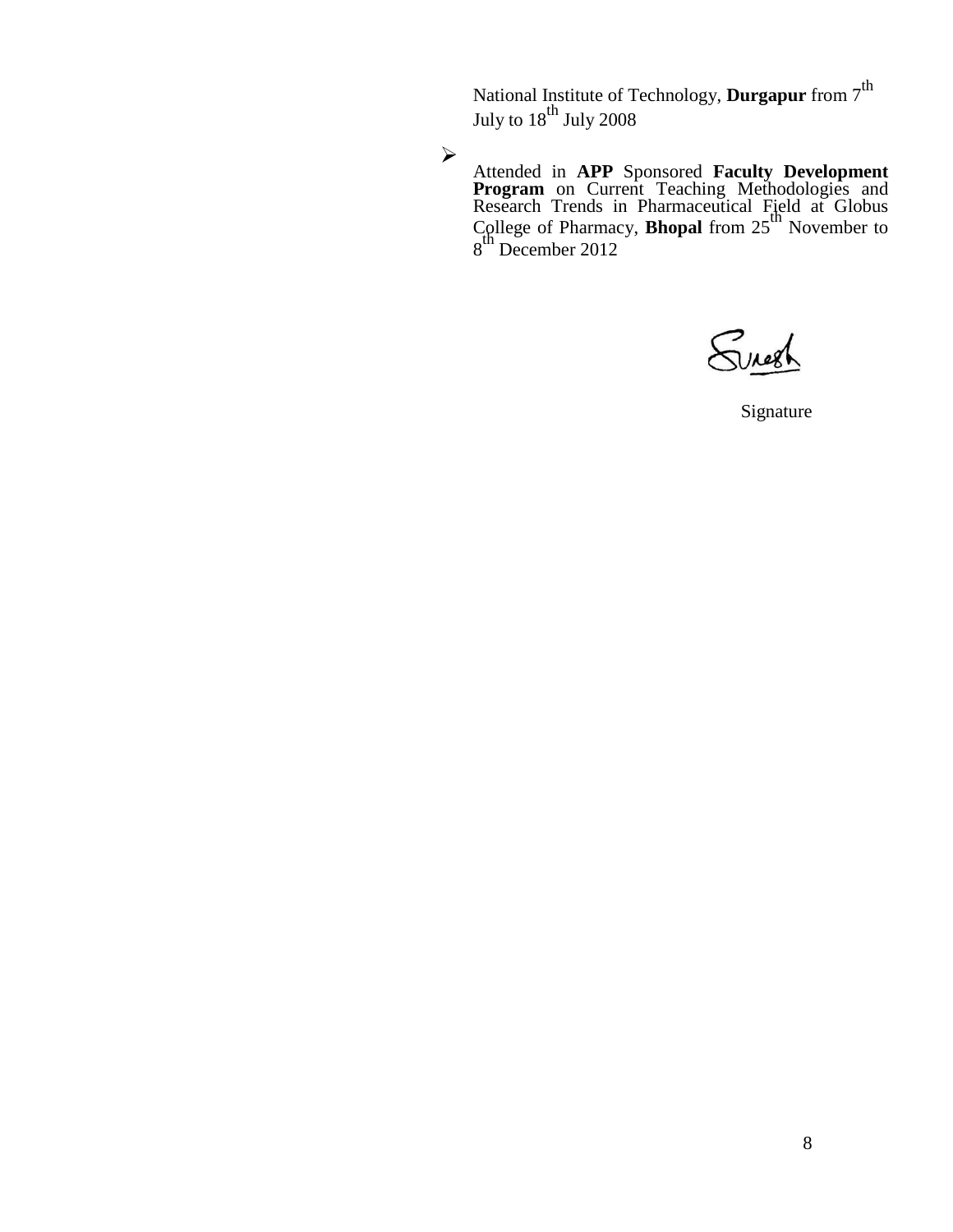National Institute of Technology, **Durgapur** from 7th July to 18th July 2008

- Attended in **APP** Sponsored **Faculty Development Program** on Current Teaching Methodologies and Research Trends in Pharmaceutical Field at Globus College of Pharmacy, **Bhopal** from 25th November to 8th December 2012

Suresh

Signature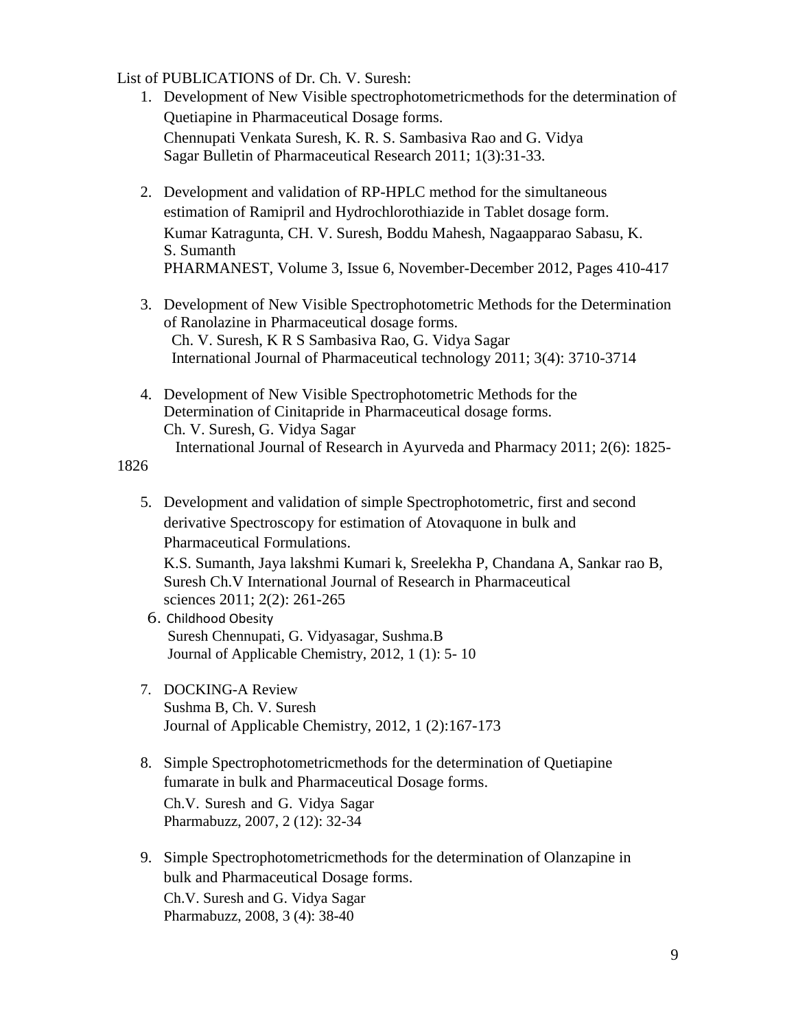List of PUBLICATIONS of Dr. Ch. V. Suresh:

1. Development of New Visible spectrophotometricmethods for the determination of Quetiapine in Pharmaceutical Dosage forms.
   Chennupati Venkata Suresh, K. R. S. Sambasiva Rao and G. Vidya Sagar Bulletin of Pharmaceutical Research 2011; 1(3):31-33.

2. Development and validation of RP-HPLC method for the simultaneous estimation of Ramipril and Hydrochlorothiazide in Tablet dosage form.
   Kumar Katragunta, CH. V. Suresh, Boddu Mahesh, Nagaapparao Sabasu, K. S. Sumanth
   PHARMANEST, Volume 3, Issue 6, November-December 2012, Pages 410-417

3. Development of New Visible Spectrophotometric Methods for the Determination of Ranolazine in Pharmaceutical dosage forms.
   Ch. V. Suresh, K R S Sambasiva Rao, G. Vidya Sagar
   International Journal of Pharmaceutical technology 2011; 3(4): 3710-3714

4. Development of New Visible Spectrophotometric Methods for the Determination of Cinitapride in Pharmaceutical dosage forms.
   Ch. V. Suresh, G. Vidya Sagar
   International Journal of Research in Ayurveda and Pharmacy 2011; 2(6): 1825-1826

5. Development and validation of simple Spectrophotometric, first and second derivative Spectroscopy for estimation of Atovaquone in bulk and Pharmaceutical Formulations.
   K.S. Sumanth, Jaya lakshmi Kumari k, Sreelekha P, Chandana A, Sankar rao B, Suresh Ch.V International Journal of Research in Pharmaceutical sciences 2011; 2(2): 261-265

6. Childhood Obesity
   Suresh Chennupati, G. Vidyasagar, Sushma.B
   Journal of Applicable Chemistry, 2012, 1 (1): 5- 10

7. DOCKING-A Review
   Sushma B, Ch. V. Suresh
   Journal of Applicable Chemistry, 2012, 1 (2):167-173

8. Simple Spectrophotometricmethods for the determination of Quetiapine fumarate in bulk and Pharmaceutical Dosage forms.
   Ch.V. Suresh and G. Vidya Sagar
   Pharmabuzz, 2007, 2 (12): 32-34

9. Simple Spectrophotometricmethods for the determination of Olanzapine in bulk and Pharmaceutical Dosage forms.
   Ch.V. Suresh and G. Vidya Sagar
   Pharmabuzz, 2008, 3 (4): 38-40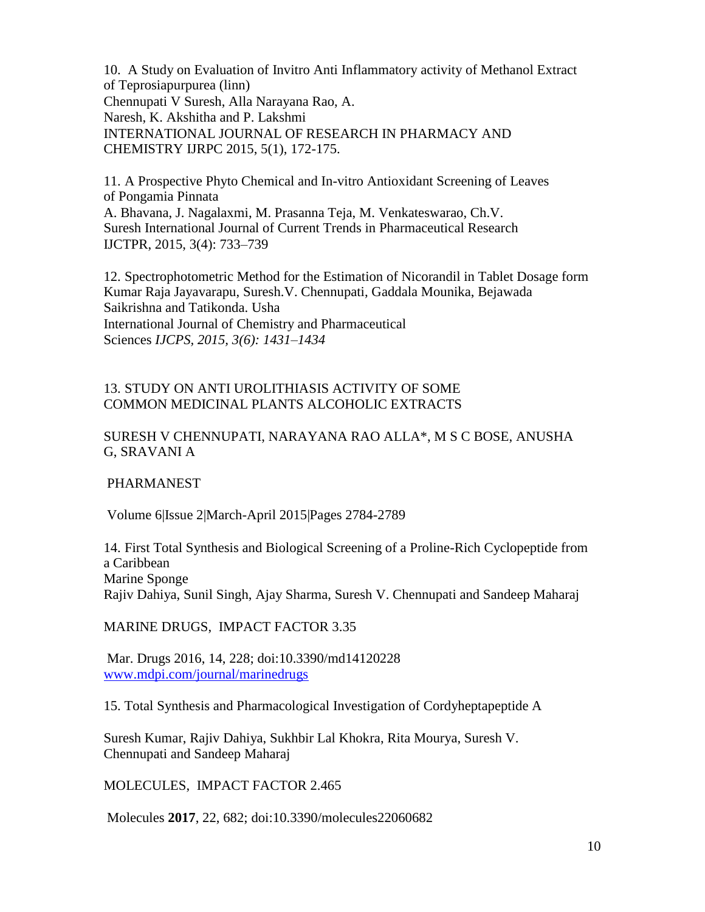10. A Study on Evaluation of Invitro Anti Inflammatory activity of Methanol Extract of Teprosiapurpurea (linn)
Chennupati V Suresh, Alla Narayana Rao, A. Naresh, K. Akshitha and P. Lakshmi
INTERNATIONAL JOURNAL OF RESEARCH IN PHARMACY AND CHEMISTRY IJRPC 2015, 5(1), 172-175.

11. A Prospective Phyto Chemical and In-vitro Antioxidant Screening of Leaves of Pongamia Pinnata
A. Bhavana, J. Nagalaxmi, M. Prasanna Teja, M. Venkateswarao, Ch.V. Suresh International Journal of Current Trends in Pharmaceutical Research IJCTPR, 2015, 3(4): 733–739

12. Spectrophotometric Method for the Estimation of Nicorandil in Tablet Dosage form
Kumar Raja Jayavarapu, Suresh.V. Chennupati, Gaddala Mounika, Bejawada Saikrishna and Tatikonda. Usha
International Journal of Chemistry and Pharmaceutical Sciences *IJCPS, 2015, 3(6): 1431–1434*

13. STUDY ON ANTI UROLITHIASIS ACTIVITY OF SOME COMMON MEDICINAL PLANTS ALCOHOLIC EXTRACTS

SURESH V CHENNUPATI, NARAYANA RAO ALLA*, M S C BOSE, ANUSHA G, SRAVANI A

PHARMANEST

Volume 6|Issue 2|March-April 2015|Pages 2784-2789

14. First Total Synthesis and Biological Screening of a Proline-Rich Cyclopeptide from a Caribbean Marine Sponge
Rajiv Dahiya, Sunil Singh, Ajay Sharma, Suresh V. Chennupati and Sandeep Maharaj

MARINE DRUGS, IMPACT FACTOR 3.35

Mar. Drugs 2016, 14, 228; doi:10.3390/md14120228
[www.mdpi.com/journal/marinedrugs](http://www.mdpi.com/journal/marinedrugs)

15. Total Synthesis and Pharmacological Investigation of Cordyheptapeptide A

Suresh Kumar, Rajiv Dahiya, Sukhbir Lal Khokra, Rita Mourya, Suresh V. Chennupati and Sandeep Maharaj

MOLECULES, IMPACT FACTOR 2.465

Molecules **2017**, 22, 682; doi:10.3390/molecules22060682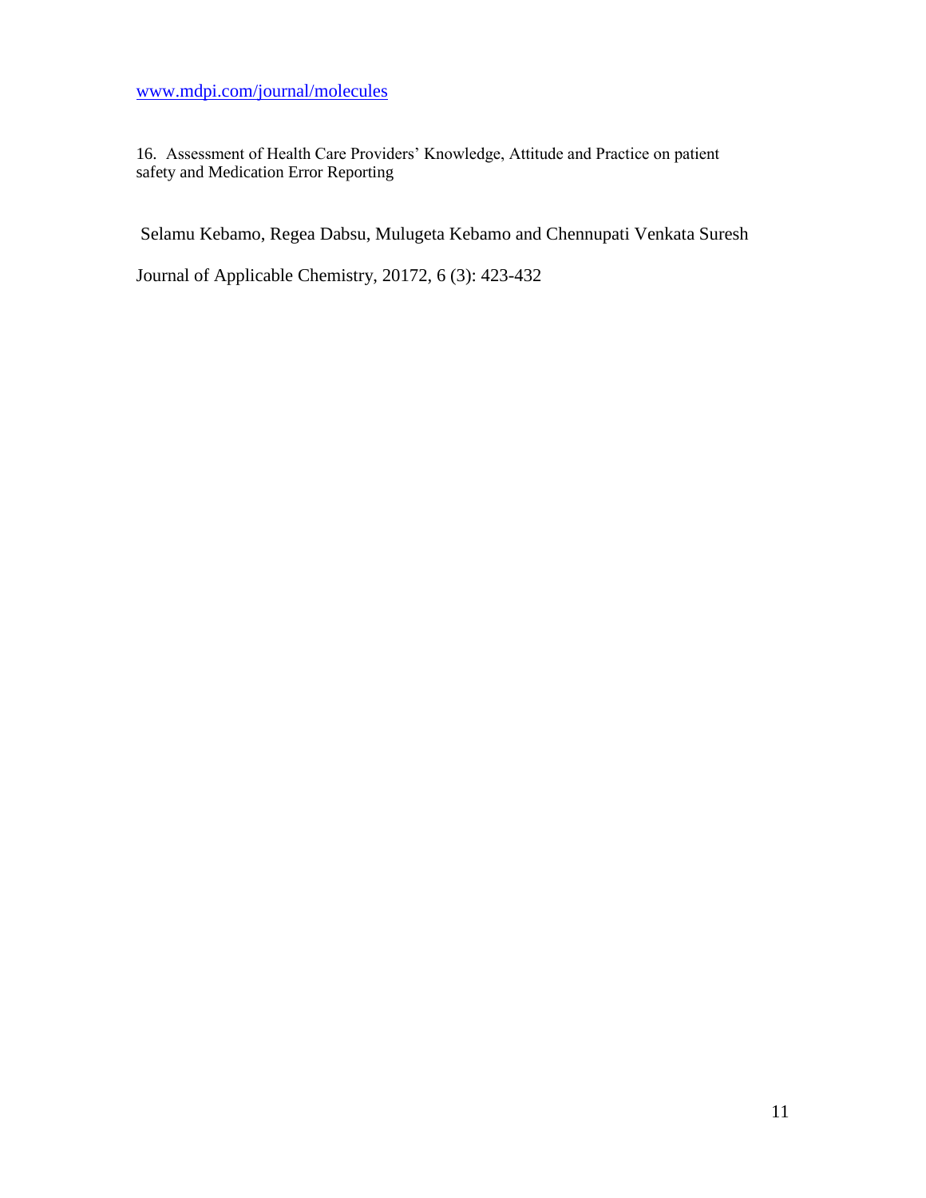www.mdpi.com/journal/molecules

16. Assessment of Health Care Providers' Knowledge, Attitude and Practice on patient safety and Medication Error Reporting

Selamu Kebamo, Regea Dabsu, Mulugeta Kebamo and Chennupati Venkata Suresh

Journal of Applicable Chemistry, 20172, 6 (3): 423-432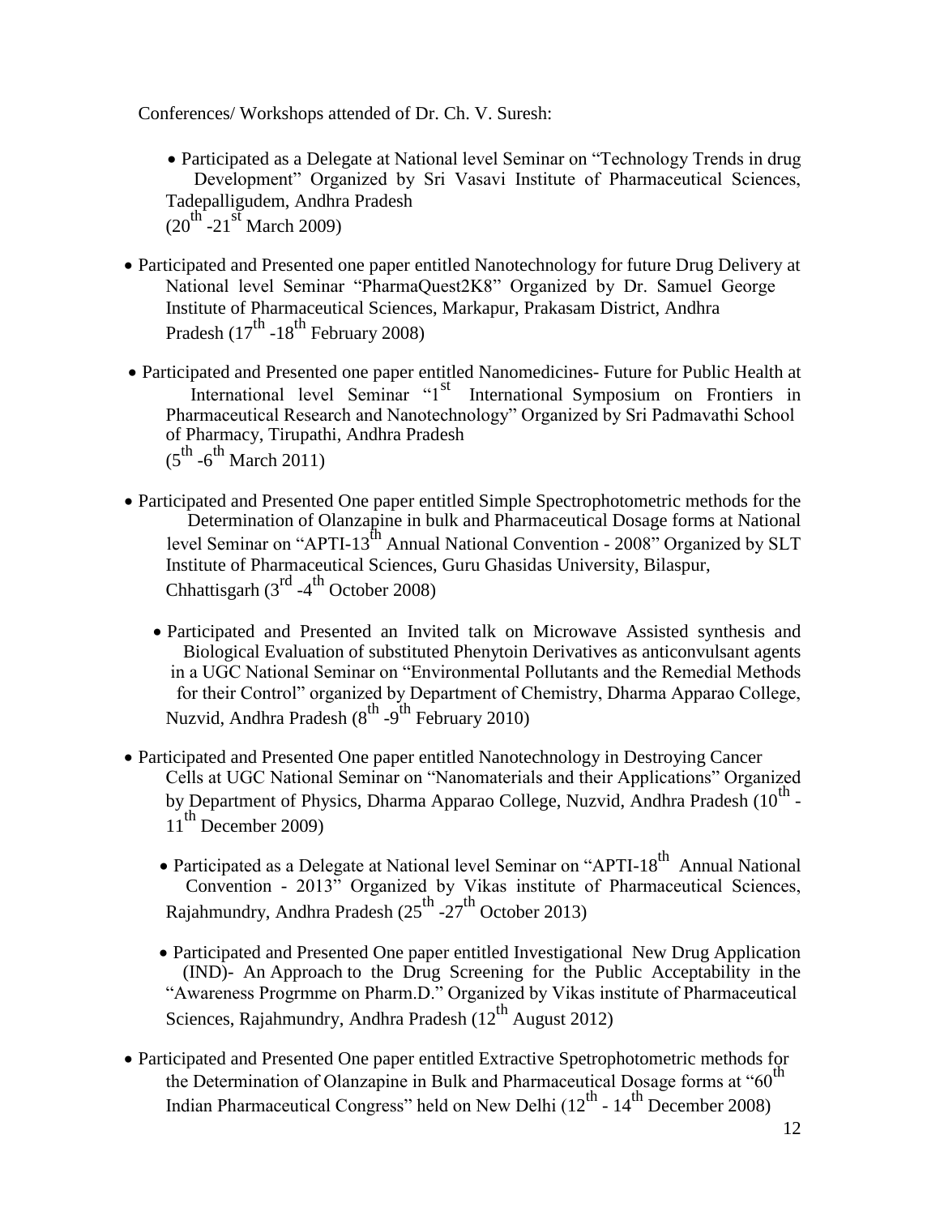Conferences/ Workshops attended of Dr. Ch. V. Suresh:

- Participated as a Delegate at National level Seminar on "Technology Trends in drug Development" Organized by Sri Vasavi Institute of Pharmaceutical Sciences, Tadepalligudem, Andhra Pradesh ($20^{th}$ -$21^{st}$ March 2009)

- Participated and Presented one paper entitled Nanotechnology for future Drug Delivery at National level Seminar "PharmaQuest2K8" Organized by Dr. Samuel George Institute of Pharmaceutical Sciences, Markapur, Prakasam District, Andhra Pradesh ($17^{th}$ -$18^{th}$ February 2008)

- Participated and Presented one paper entitled Nanomedicines- Future for Public Health at International level Seminar "$1^{st}$ International Symposium on Frontiers in Pharmaceutical Research and Nanotechnology" Organized by Sri Padmavathi School of Pharmacy, Tirupathi, Andhra Pradesh ($5^{th}$ -$6^{th}$ March 2011)

- Participated and Presented One paper entitled Simple Spectrophotometric methods for the Determination of Olanzapine in bulk and Pharmaceutical Dosage forms at National level Seminar on "APTI-$13^{th}$ Annual National Convention - 2008" Organized by SLT Institute of Pharmaceutical Sciences, Guru Ghasidas University, Bilaspur, Chhattisgarh ($3^{rd}$ -$4^{th}$ October 2008)

- Participated and Presented an Invited talk on Microwave Assisted synthesis and Biological Evaluation of substituted Phenytoin Derivatives as anticonvulsant agents in a UGC National Seminar on "Environmental Pollutants and the Remedial Methods for their Control" organized by Department of Chemistry, Dharma Apparao College, Nuzvid, Andhra Pradesh ($8^{th}$ -$9^{th}$ February 2010)

- Participated and Presented One paper entitled Nanotechnology in Destroying Cancer Cells at UGC National Seminar on "Nanomaterials and their Applications" Organized by Department of Physics, Dharma Apparao College, Nuzvid, Andhra Pradesh ($10^{th}$ - $11^{th}$ December 2009)

- Participated as a Delegate at National level Seminar on "APTI-$18^{th}$ Annual National Convention - 2013" Organized by Vikas institute of Pharmaceutical Sciences, Rajahmundry, Andhra Pradesh ($25^{th}$ -$27^{th}$ October 2013)

- Participated and Presented One paper entitled Investigational New Drug Application (IND)- An Approach to the Drug Screening for the Public Acceptability in the "Awareness Progrmme on Pharm.D." Organized by Vikas institute of Pharmaceutical Sciences, Rajahmundry, Andhra Pradesh ($12^{th}$ August 2012)

- Participated and Presented One paper entitled Extractive Spetrophotometric methods for the Determination of Olanzapine in Bulk and Pharmaceutical Dosage forms at "$60^{th}$ Indian Pharmaceutical Congress" held on New Delhi ($12^{th}$ - $14^{th}$ December 2008)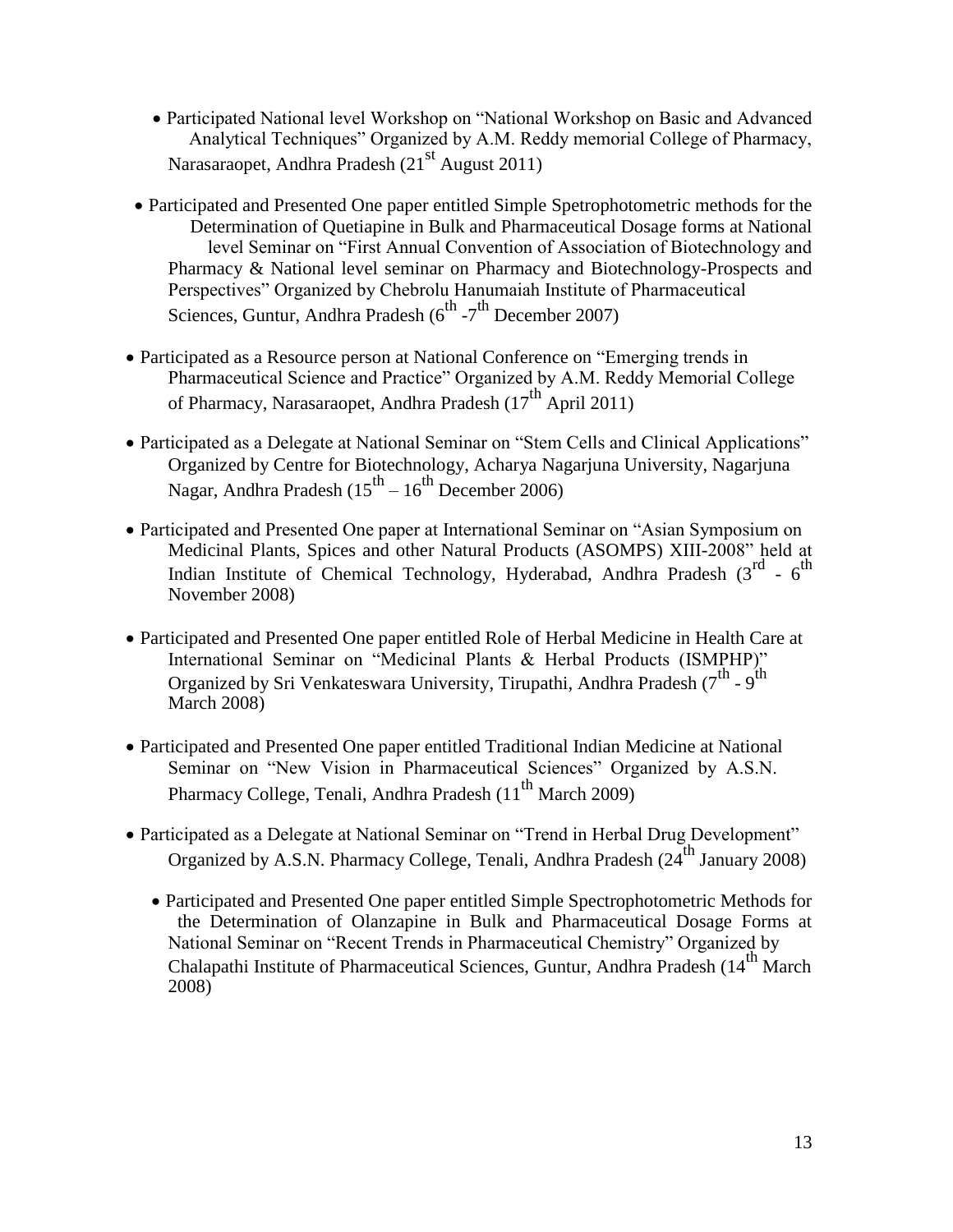- Participated National level Workshop on "National Workshop on Basic and Advanced Analytical Techniques" Organized by A.M. Reddy memorial College of Pharmacy, Narasaraopet, Andhra Pradesh (21st August 2011)

- Participated and Presented One paper entitled Simple Spetrophotometric methods for the Determination of Quetiapine in Bulk and Pharmaceutical Dosage forms at National level Seminar on "First Annual Convention of Association of Biotechnology and Pharmacy & National level seminar on Pharmacy and Biotechnology-Prospects and Perspectives" Organized by Chebrolu Hanumaiah Institute of Pharmaceutical Sciences, Guntur, Andhra Pradesh (6th -7th December 2007)

- Participated as a Resource person at National Conference on "Emerging trends in Pharmaceutical Science and Practice" Organized by A.M. Reddy Memorial College of Pharmacy, Narasaraopet, Andhra Pradesh (17th April 2011)

- Participated as a Delegate at National Seminar on "Stem Cells and Clinical Applications" Organized by Centre for Biotechnology, Acharya Nagarjuna University, Nagarjuna Nagar, Andhra Pradesh (15th – 16th December 2006)

- Participated and Presented One paper at International Seminar on "Asian Symposium on Medicinal Plants, Spices and other Natural Products (ASOMPS) XIII-2008" held at Indian Institute of Chemical Technology, Hyderabad, Andhra Pradesh (3rd - 6th November 2008)

- Participated and Presented One paper entitled Role of Herbal Medicine in Health Care at International Seminar on "Medicinal Plants & Herbal Products (ISMPHP)" Organized by Sri Venkateswara University, Tirupathi, Andhra Pradesh (7th - 9th March 2008)

- Participated and Presented One paper entitled Traditional Indian Medicine at National Seminar on "New Vision in Pharmaceutical Sciences" Organized by A.S.N. Pharmacy College, Tenali, Andhra Pradesh (11th March 2009)

- Participated as a Delegate at National Seminar on "Trend in Herbal Drug Development" Organized by A.S.N. Pharmacy College, Tenali, Andhra Pradesh (24th January 2008)

- Participated and Presented One paper entitled Simple Spectrophotometric Methods for the Determination of Olanzapine in Bulk and Pharmaceutical Dosage Forms at National Seminar on "Recent Trends in Pharmaceutical Chemistry" Organized by Chalapathi Institute of Pharmaceutical Sciences, Guntur, Andhra Pradesh (14th March 2008)